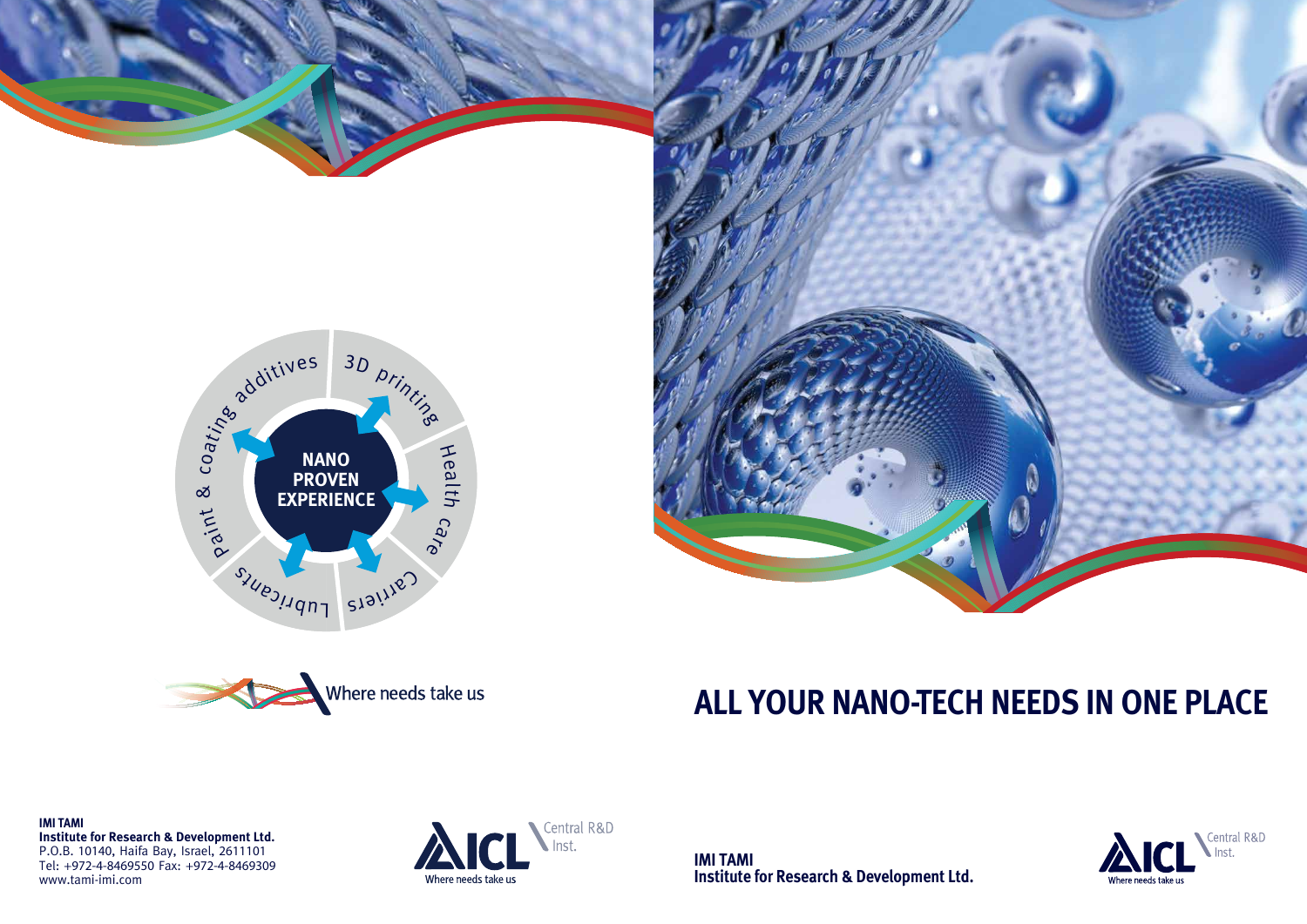# ALL YOUR NANO-TECH NEEDS IN ONE PLACE

**NANO PROVEN EXPERIENCE**

- Paint & coating additives
- 3D printing
- Health care
- Carriers
- Lubricants

Where needs take us

**IMI TAMI**
**Institute for Research & Development Ltd.**
P.O.B. 10140, Haifa Bay, Israel, 2611101
Tel: +972-4-8469550 Fax: +972-4-8469309
www.tami-imi.com

ICL Central R&D Inst.
Where needs take us

**IMI TAMI**
**Institute for Research & Development Ltd.**

ICL Central R&D Inst.
Where needs take us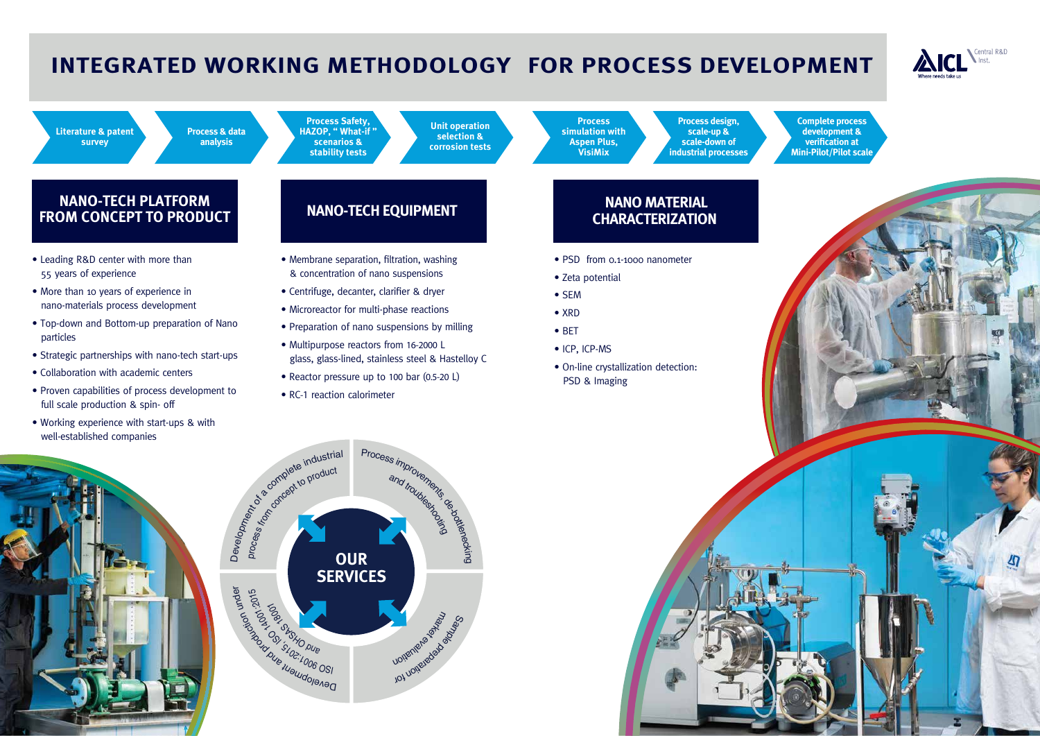# INTEGRATED WORKING METHODOLOGY FOR PROCESS DEVELOPMENT

ICL Central R&D Inst.
Where needs take us

- Literature & patent survey
- Process & data analysis
- Process Safety, HAZOP, " What-if " scenarios & stability tests
- Unit operation selection & corrosion tests
- Process simulation with Aspen Plus, VisiMix
- Process design, scale-up & scale-down of industrial processes
- Complete process development & verification at Mini-Pilot/Pilot scale

## NANO-TECH PLATFORM FROM CONCEPT TO PRODUCT

- Leading R&D center with more than 55 years of experience
- More than 10 years of experience in nano-materials process development
- Top-down and Bottom-up preparation of Nano particles
- Strategic partnerships with nano-tech start-ups
- Collaboration with academic centers
- Proven capabilities of process development to full scale production & spin- off
- Working experience with start-ups & with well-established companies

## NANO-TECH EQUIPMENT

- Membrane separation, filtration, washing & concentration of nano suspensions
- Centrifuge, decanter, clarifier & dryer
- Microreactor for multi-phase reactions
- Preparation of nano suspensions by milling
- Multipurpose reactors from 16-2000 L glass, glass-lined, stainless steel & Hastelloy C
- Reactor pressure up to 100 bar (0.5-20 L)
- RC-1 reaction calorimeter

## NANO MATERIAL CHARACTERIZATION

- PSD from 0.1-1000 nanometer
- Zeta potential
- SEM
- XRD
- BET
- ICP, ICP-MS
- On-line crystallization detection: PSD & Imaging

## OUR SERVICES

- Development of a complete industrial process from concept to product
- Process improvements, de-bottlenecking and troubleshooting
- Sample preparation for market evaluation
- Development and production under ISO 9001:2015, ISO 14001:2015 and OHSAS 18001